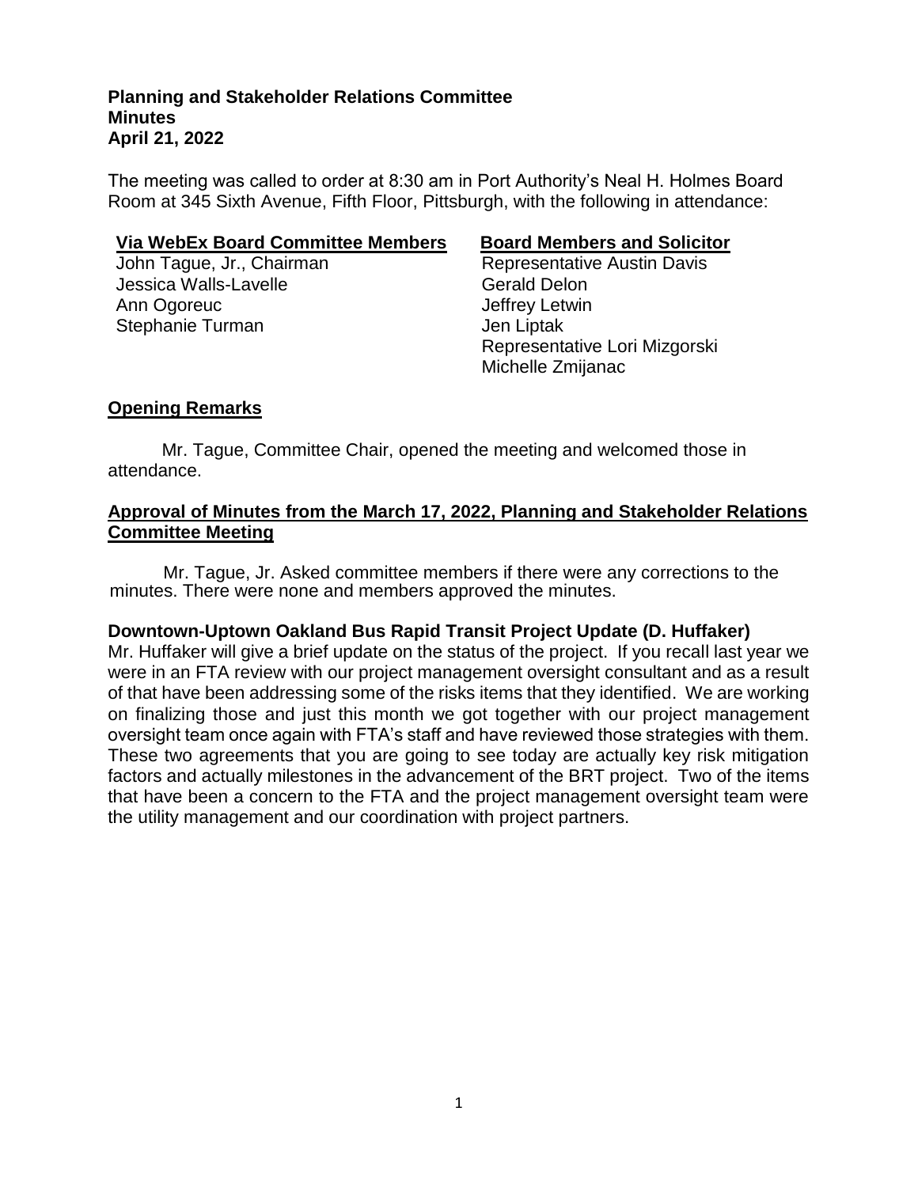**Planning and Stakeholder Relations Committee**
**Minutes**
**April 21, 2022**

The meeting was called to order at 8:30 am in Port Authority's Neal H. Holmes Board Room at 345 Sixth Avenue, Fifth Floor, Pittsburgh, with the following in attendance:

| **Via WebEx Board Committee Members** | **Board Members and Solicitor** |
|---|---|
| John Tague, Jr., Chairman | Representative Austin Davis |
| Jessica Walls-Lavelle | Gerald Delon |
| Ann Ogoreuc | Jeffrey Letwin |
| Stephanie Turman | Jen Liptak |
| | Representative Lori Mizgorski |
| | Michelle Zmijanac |

## Opening Remarks

Mr. Tague, Committee Chair, opened the meeting and welcomed those in attendance.

## Approval of Minutes from the March 17, 2022, Planning and Stakeholder Relations Committee Meeting

Mr. Tague, Jr. Asked committee members if there were any corrections to the minutes. There were none and members approved the minutes.

**Downtown-Uptown Oakland Bus Rapid Transit Project Update (D. Huffaker)**

Mr. Huffaker will give a brief update on the status of the project. If you recall last year we were in an FTA review with our project management oversight consultant and as a result of that have been addressing some of the risks items that they identified. We are working on finalizing those and just this month we got together with our project management oversight team once again with FTA's staff and have reviewed those strategies with them. These two agreements that you are going to see today are actually key risk mitigation factors and actually milestones in the advancement of the BRT project. Two of the items that have been a concern to the FTA and the project management oversight team were the utility management and our coordination with project partners.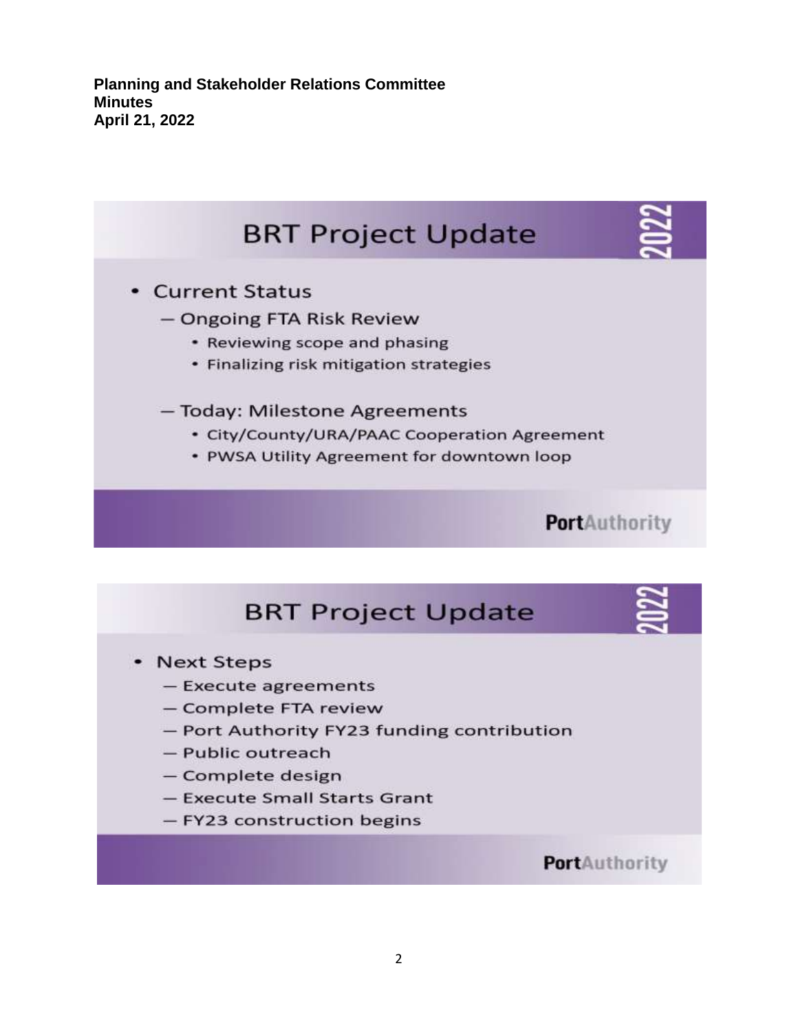Planning and Stakeholder Relations Committee
Minutes
April 21, 2022

## BRT Project Update

- Current Status
  - Ongoing FTA Risk Review
    - Reviewing scope and phasing
    - Finalizing risk mitigation strategies
  - Today: Milestone Agreements
    - City/County/URA/PAAC Cooperation Agreement
    - PWSA Utility Agreement for downtown loop

PortAuthority

## BRT Project Update

- Next Steps
  - Execute agreements
  - Complete FTA review
  - Port Authority FY23 funding contribution
  - Public outreach
  - Complete design
  - Execute Small Starts Grant
  - FY23 construction begins

PortAuthority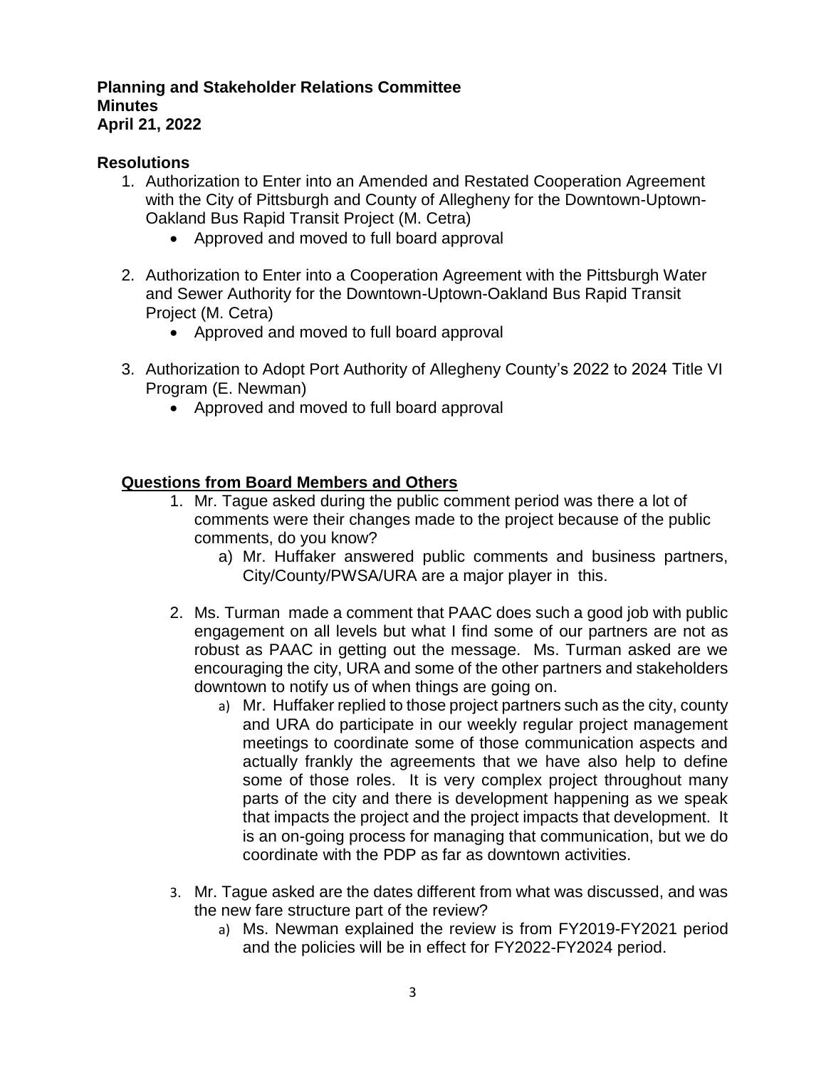**Planning and Stakeholder Relations Committee**
**Minutes**
**April 21, 2022**

## Resolutions

1. Authorization to Enter into an Amended and Restated Cooperation Agreement with the City of Pittsburgh and County of Allegheny for the Downtown-Uptown-Oakland Bus Rapid Transit Project (M. Cetra)
   - Approved and moved to full board approval

2. Authorization to Enter into a Cooperation Agreement with the Pittsburgh Water and Sewer Authority for the Downtown-Uptown-Oakland Bus Rapid Transit Project (M. Cetra)
   - Approved and moved to full board approval

3. Authorization to Adopt Port Authority of Allegheny County's 2022 to 2024 Title VI Program (E. Newman)
   - Approved and moved to full board approval

## Questions from Board Members and Others

1. Mr. Tague asked during the public comment period was there a lot of comments were their changes made to the project because of the public comments, do you know?
   a) Mr. Huffaker answered public comments and business partners, City/County/PWSA/URA are a major player in this.

2. Ms. Turman made a comment that PAAC does such a good job with public engagement on all levels but what I find some of our partners are not as robust as PAAC in getting out the message. Ms. Turman asked are we encouraging the city, URA and some of the other partners and stakeholders downtown to notify us of when things are going on.
   a) Mr. Huffaker replied to those project partners such as the city, county and URA do participate in our weekly regular project management meetings to coordinate some of those communication aspects and actually frankly the agreements that we have also help to define some of those roles. It is very complex project throughout many parts of the city and there is development happening as we speak that impacts the project and the project impacts that development. It is an on-going process for managing that communication, but we do coordinate with the PDP as far as downtown activities.

3. Mr. Tague asked are the dates different from what was discussed, and was the new fare structure part of the review?
   a) Ms. Newman explained the review is from FY2019-FY2021 period and the policies will be in effect for FY2022-FY2024 period.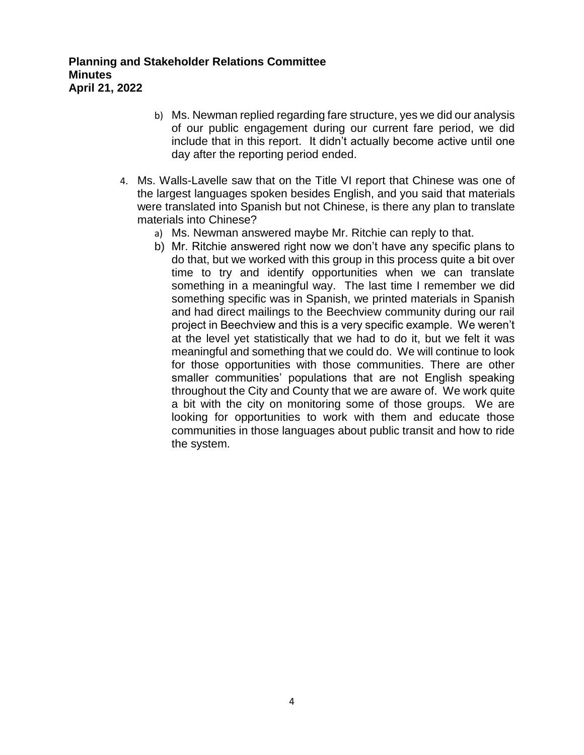b) Ms. Newman replied regarding fare structure, yes we did our analysis of our public engagement during our current fare period, we did include that in this report. It didn't actually become active until one day after the reporting period ended.

4. Ms. Walls-Lavelle saw that on the Title VI report that Chinese was one of the largest languages spoken besides English, and you said that materials were translated into Spanish but not Chinese, is there any plan to translate materials into Chinese?
   a) Ms. Newman answered maybe Mr. Ritchie can reply to that.
   b) Mr. Ritchie answered right now we don't have any specific plans to do that, but we worked with this group in this process quite a bit over time to try and identify opportunities when we can translate something in a meaningful way. The last time I remember we did something specific was in Spanish, we printed materials in Spanish and had direct mailings to the Beechview community during our rail project in Beechview and this is a very specific example. We weren't at the level yet statistically that we had to do it, but we felt it was meaningful and something that we could do. We will continue to look for those opportunities with those communities. There are other smaller communities' populations that are not English speaking throughout the City and County that we are aware of. We work quite a bit with the city on monitoring some of those groups. We are looking for opportunities to work with them and educate those communities in those languages about public transit and how to ride the system.